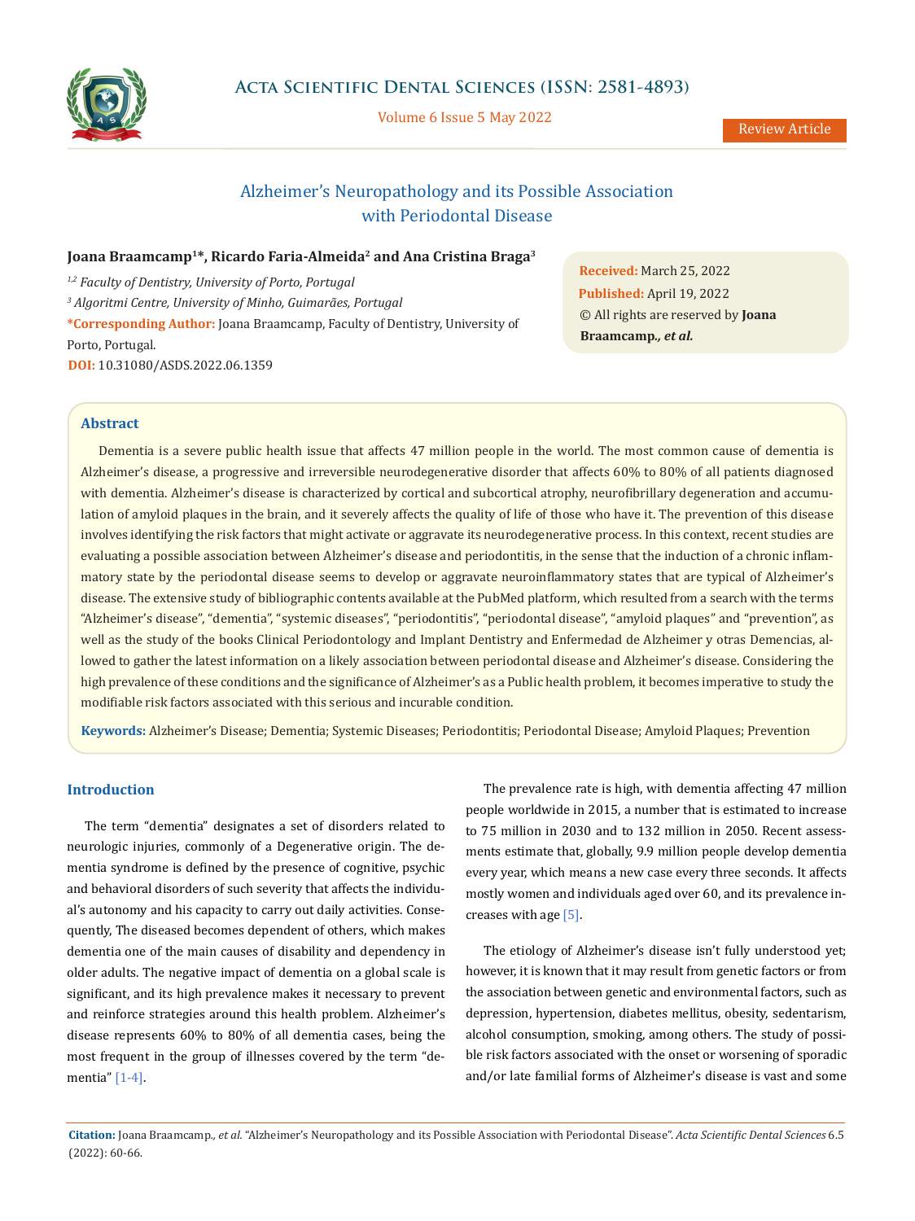# Alzheimer's Neuropathology and its Possible Association with Periodontal Disease

**Joana Braamcamp[1]*, Ricardo Faria-Almeida[2] and Ana Cristina Braga[3]**

*[1,2] Faculty of Dentistry, University of Porto, Portugal*

*[3] Algoritmi Centre, University of Minho, Guimarães, Portugal*

**\*Corresponding Author:** Joana Braamcamp, Faculty of Dentistry, University of Porto, Portugal.

**DOI:** 10.31080/ASDS.2022.06.1359

**Received:** March 25, 2022
**Published:** April 19, 2022
© All rights are reserved by **Joana Braamcamp., *et al.***

## Abstract

Dementia is a severe public health issue that affects 47 million people in the world. The most common cause of dementia is Alzheimer's disease, a progressive and irreversible neurodegenerative disorder that affects 60% to 80% of all patients diagnosed with dementia. Alzheimer's disease is characterized by cortical and subcortical atrophy, neurofibrillary degeneration and accumulation of amyloid plaques in the brain, and it severely affects the quality of life of those who have it. The prevention of this disease involves identifying the risk factors that might activate or aggravate its neurodegenerative process. In this context, recent studies are evaluating a possible association between Alzheimer's disease and periodontitis, in the sense that the induction of a chronic inflammatory state by the periodontal disease seems to develop or aggravate neuroinflammatory states that are typical of Alzheimer's disease. The extensive study of bibliographic contents available at the PubMed platform, which resulted from a search with the terms "Alzheimer's disease", "dementia", "systemic diseases", "periodontitis", "periodontal disease", "amyloid plaques" and "prevention", as well as the study of the books Clinical Periodontology and Implant Dentistry and Enfermedad de Alzheimer y otras Demencias, allowed to gather the latest information on a likely association between periodontal disease and Alzheimer's disease. Considering the high prevalence of these conditions and the significance of Alzheimer's as a Public health problem, it becomes imperative to study the modifiable risk factors associated with this serious and incurable condition.

**Keywords:** Alzheimer's Disease; Dementia; Systemic Diseases; Periodontitis; Periodontal Disease; Amyloid Plaques; Prevention

## Introduction

The term "dementia" designates a set of disorders related to neurologic injuries, commonly of a Degenerative origin. The dementia syndrome is defined by the presence of cognitive, psychic and behavioral disorders of such severity that affects the individual's autonomy and his capacity to carry out daily activities. Consequently, The diseased becomes dependent of others, which makes dementia one of the main causes of disability and dependency in older adults. The negative impact of dementia on a global scale is significant, and its high prevalence makes it necessary to prevent and reinforce strategies around this health problem. Alzheimer's disease represents 60% to 80% of all dementia cases, being the most frequent in the group of illnesses covered by the term "dementia" [1-4].

The prevalence rate is high, with dementia affecting 47 million people worldwide in 2015, a number that is estimated to increase to 75 million in 2030 and to 132 million in 2050. Recent assessments estimate that, globally, 9.9 million people develop dementia every year, which means a new case every three seconds. It affects mostly women and individuals aged over 60, and its prevalence increases with age [5].

The etiology of Alzheimer's disease isn't fully understood yet; however, it is known that it may result from genetic factors or from the association between genetic and environmental factors, such as depression, hypertension, diabetes mellitus, obesity, sedentarism, alcohol consumption, smoking, among others. The study of possible risk factors associated with the onset or worsening of sporadic and/or late familial forms of Alzheimer's disease is vast and some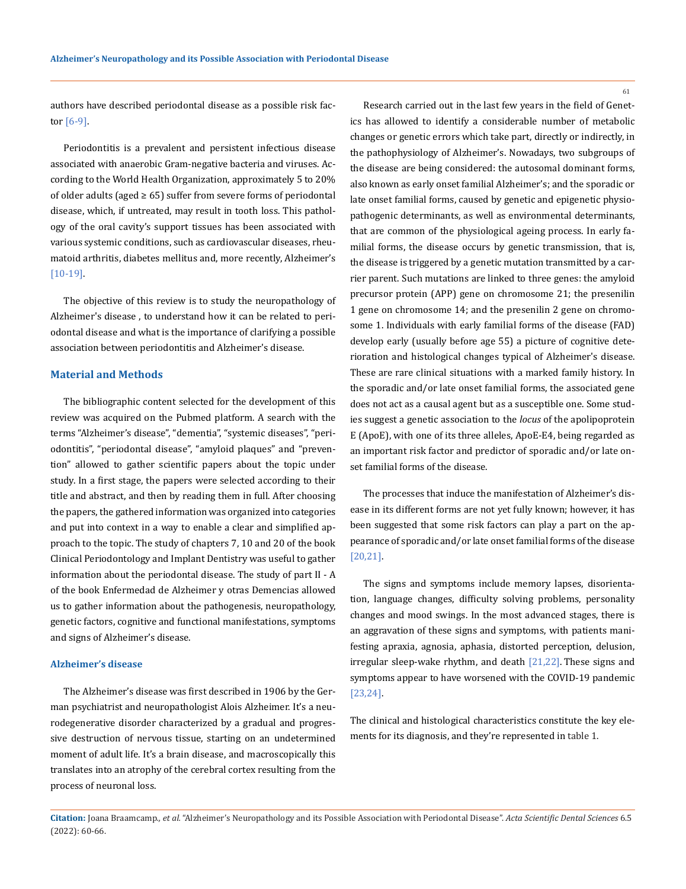authors have described periodontal disease as a possible risk factor [6-9].

Periodontitis is a prevalent and persistent infectious disease associated with anaerobic Gram-negative bacteria and viruses. According to the World Health Organization, approximately 5 to 20% of older adults (aged ≥ 65) suffer from severe forms of periodontal disease, which, if untreated, may result in tooth loss. This pathology of the oral cavity's support tissues has been associated with various systemic conditions, such as cardiovascular diseases, rheumatoid arthritis, diabetes mellitus and, more recently, Alzheimer's [10-19].

The objective of this review is to study the neuropathology of Alzheimer's disease , to understand how it can be related to periodontal disease and what is the importance of clarifying a possible association between periodontitis and Alzheimer's disease.

## Material and Methods

The bibliographic content selected for the development of this review was acquired on the Pubmed platform. A search with the terms "Alzheimer's disease", "dementia", "systemic diseases", "periodontitis", "periodontal disease", "amyloid plaques" and "prevention" allowed to gather scientific papers about the topic under study. In a first stage, the papers were selected according to their title and abstract, and then by reading them in full. After choosing the papers, the gathered information was organized into categories and put into context in a way to enable a clear and simplified approach to the topic. The study of chapters 7, 10 and 20 of the book Clinical Periodontology and Implant Dentistry was useful to gather information about the periodontal disease. The study of part II - A of the book Enfermedad de Alzheimer y otras Demencias allowed us to gather information about the pathogenesis, neuropathology, genetic factors, cognitive and functional manifestations, symptoms and signs of Alzheimer's disease.

### Alzheimer's disease

The Alzheimer's disease was first described in 1906 by the German psychiatrist and neuropathologist Alois Alzheimer. It's a neurodegenerative disorder characterized by a gradual and progressive destruction of nervous tissue, starting on an undetermined moment of adult life. It's a brain disease, and macroscopically this translates into an atrophy of the cerebral cortex resulting from the process of neuronal loss.

Research carried out in the last few years in the field of Genetics has allowed to identify a considerable number of metabolic changes or genetic errors which take part, directly or indirectly, in the pathophysiology of Alzheimer's. Nowadays, two subgroups of the disease are being considered: the autosomal dominant forms, also known as early onset familial Alzheimer's; and the sporadic or late onset familial forms, caused by genetic and epigenetic physiopathogenic determinants, as well as environmental determinants, that are common of the physiological ageing process. In early familial forms, the disease occurs by genetic transmission, that is, the disease is triggered by a genetic mutation transmitted by a carrier parent. Such mutations are linked to three genes: the amyloid precursor protein (APP) gene on chromosome 21; the presenilin 1 gene on chromosome 14; and the presenilin 2 gene on chromosome 1. Individuals with early familial forms of the disease (FAD) develop early (usually before age 55) a picture of cognitive deterioration and histological changes typical of Alzheimer's disease. These are rare clinical situations with a marked family history. In the sporadic and/or late onset familial forms, the associated gene does not act as a causal agent but as a susceptible one. Some studies suggest a genetic association to the *locus* of the apolipoprotein E (ApoE), with one of its three alleles, ApoE-E4, being regarded as an important risk factor and predictor of sporadic and/or late onset familial forms of the disease.

The processes that induce the manifestation of Alzheimer's disease in its different forms are not yet fully known; however, it has been suggested that some risk factors can play a part on the appearance of sporadic and/or late onset familial forms of the disease [20,21].

The signs and symptoms include memory lapses, disorientation, language changes, difficulty solving problems, personality changes and mood swings. In the most advanced stages, there is an aggravation of these signs and symptoms, with patients manifesting apraxia, agnosia, aphasia, distorted perception, delusion, irregular sleep-wake rhythm, and death [21,22]. These signs and symptoms appear to have worsened with the COVID-19 pandemic [23,24].

The clinical and histological characteristics constitute the key elements for its diagnosis, and they're represented in table 1.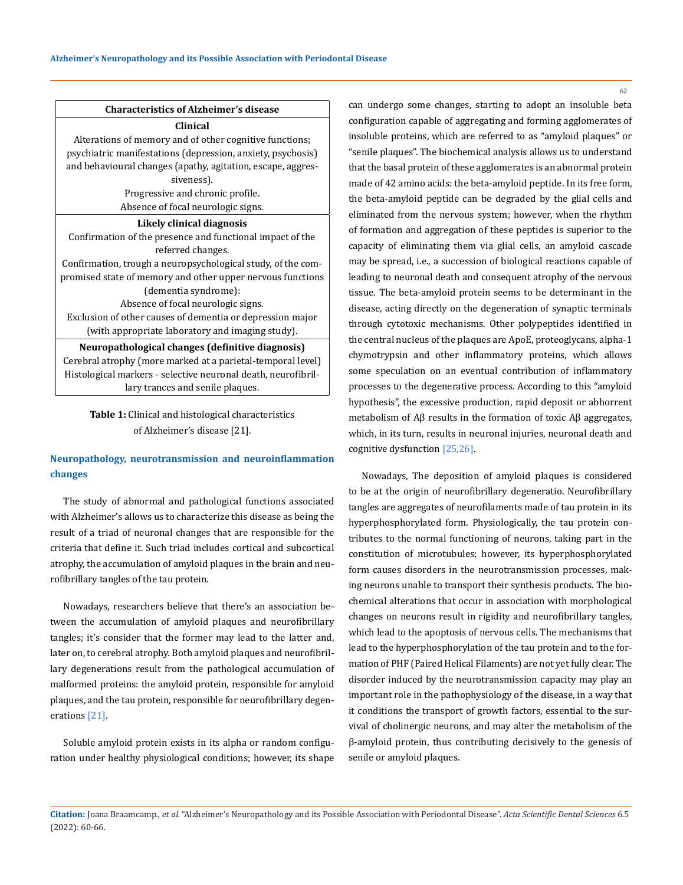| Characteristics of Alzheimer's disease |
|---|
| **Clinical** |
| Alterations of memory and of other cognitive functions; psychiatric manifestations (depression, anxiety, psychosis) and behavioural changes (apathy, agitation, escape, aggressiveness). |
| Progressive and chronic profile. |
| Absence of focal neurologic signs. |
| **Likely clinical diagnosis** |
| Confirmation of the presence and functional impact of the referred changes. |
| Confirmation, trough a neuropsychological study, of the compromised state of memory and other upper nervous functions (dementia syndrome): |
| Absence of focal neurologic signs. |
| Exclusion of other causes of dementia or depression major (with appropriate laboratory and imaging study). |
| **Neuropathological changes (definitive diagnosis)** |
| Cerebral atrophy (more marked at a parietal-temporal level) |
| Histological markers - selective neuronal death, neurofibrillary trances and senile plaques. |

**Table 1:** Clinical and histological characteristics of Alzheimer's disease [21].

## Neuropathology, neurotransmission and neuroinflammation changes

The study of abnormal and pathological functions associated with Alzheimer's allows us to characterize this disease as being the result of a triad of neuronal changes that are responsible for the criteria that define it. Such triad includes cortical and subcortical atrophy, the accumulation of amyloid plaques in the brain and neurofibrillary tangles of the tau protein.

Nowadays, researchers believe that there's an association between the accumulation of amyloid plaques and neurofibrillary tangles; it's consider that the former may lead to the latter and, later on, to cerebral atrophy. Both amyloid plaques and neurofibrillary degenerations result from the pathological accumulation of malformed proteins: the amyloid protein, responsible for amyloid plaques, and the tau protein, responsible for neurofibrillary degenerations [21].

Soluble amyloid protein exists in its alpha or random configuration under healthy physiological conditions; however, its shape can undergo some changes, starting to adopt an insoluble beta configuration capable of aggregating and forming agglomerates of insoluble proteins, which are referred to as "amyloid plaques" or "senile plaques". The biochemical analysis allows us to understand that the basal protein of these agglomerates is an abnormal protein made of 42 amino acids: the beta-amyloid peptide. In its free form, the beta-amyloid peptide can be degraded by the glial cells and eliminated from the nervous system; however, when the rhythm of formation and aggregation of these peptides is superior to the capacity of eliminating them via glial cells, an amyloid cascade may be spread, i.e., a succession of biological reactions capable of leading to neuronal death and consequent atrophy of the nervous tissue. The beta-amyloid protein seems to be determinant in the disease, acting directly on the degeneration of synaptic terminals through cytotoxic mechanisms. Other polypeptides identified in the central nucleus of the plaques are ApoE, proteoglycans, alpha-1 chymotrypsin and other inflammatory proteins, which allows some speculation on an eventual contribution of inflammatory processes to the degenerative process. According to this "amyloid hypothesis", the excessive production, rapid deposit or abhorrent metabolism of Aβ results in the formation of toxic Aβ aggregates, which, in its turn, results in neuronal injuries, neuronal death and cognitive dysfunction [25,26].

Nowadays, The deposition of amyloid plaques is considered to be at the origin of neurofibrillary degeneratio. Neurofibrillary tangles are aggregates of neurofilaments made of tau protein in its hyperphosphorylated form. Physiologically, the tau protein contributes to the normal functioning of neurons, taking part in the constitution of microtubules; however, its hyperphosphorylated form causes disorders in the neurotransmission processes, making neurons unable to transport their synthesis products. The biochemical alterations that occur in association with morphological changes on neurons result in rigidity and neurofibrillary tangles, which lead to the apoptosis of nervous cells. The mechanisms that lead to the hyperphosphorylation of the tau protein and to the formation of PHF (Paired Helical Filaments) are not yet fully clear. The disorder induced by the neurotransmission capacity may play an important role in the pathophysiology of the disease, in a way that it conditions the transport of growth factors, essential to the survival of cholinergic neurons, and may alter the metabolism of the β-amyloid protein, thus contributing decisively to the genesis of senile or amyloid plaques.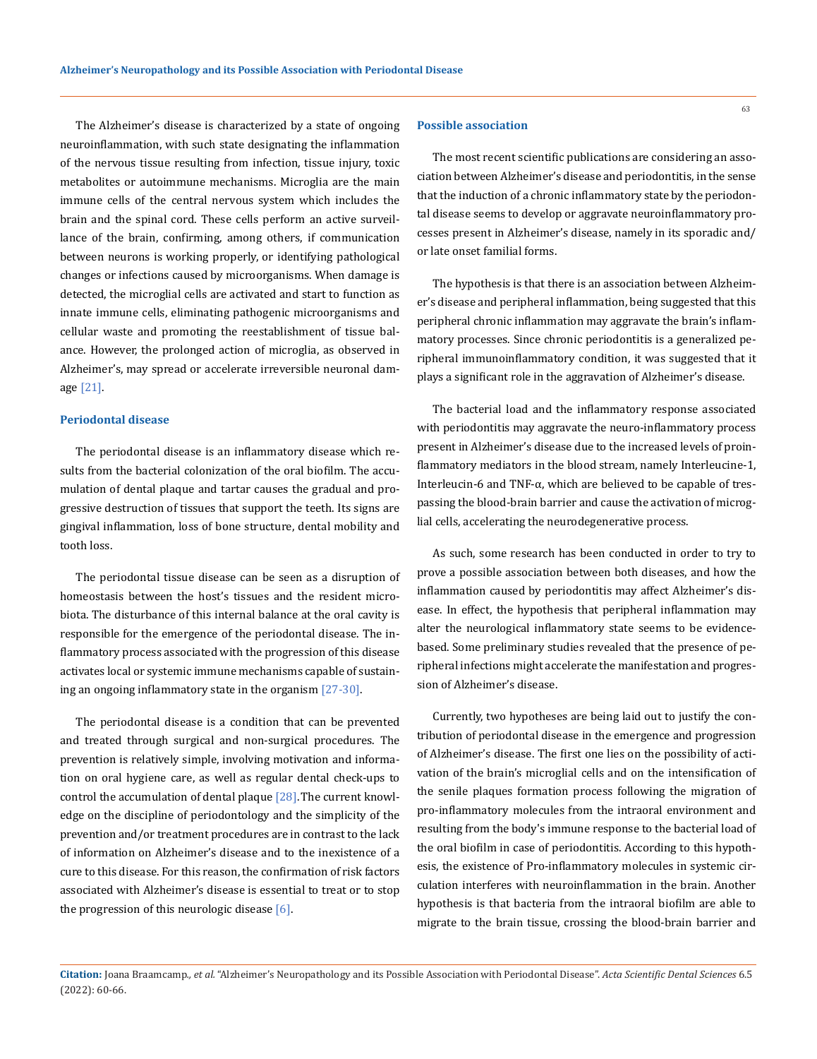The Alzheimer's disease is characterized by a state of ongoing neuroinflammation, with such state designating the inflammation of the nervous tissue resulting from infection, tissue injury, toxic metabolites or autoimmune mechanisms. Microglia are the main immune cells of the central nervous system which includes the brain and the spinal cord. These cells perform an active surveillance of the brain, confirming, among others, if communication between neurons is working properly, or identifying pathological changes or infections caused by microorganisms. When damage is detected, the microglial cells are activated and start to function as innate immune cells, eliminating pathogenic microorganisms and cellular waste and promoting the reestablishment of tissue balance. However, the prolonged action of microglia, as observed in Alzheimer's, may spread or accelerate irreversible neuronal damage [21].

### Periodontal disease

The periodontal disease is an inflammatory disease which results from the bacterial colonization of the oral biofilm. The accumulation of dental plaque and tartar causes the gradual and progressive destruction of tissues that support the teeth. Its signs are gingival inflammation, loss of bone structure, dental mobility and tooth loss.

The periodontal tissue disease can be seen as a disruption of homeostasis between the host's tissues and the resident microbiota. The disturbance of this internal balance at the oral cavity is responsible for the emergence of the periodontal disease. The inflammatory process associated with the progression of this disease activates local or systemic immune mechanisms capable of sustaining an ongoing inflammatory state in the organism [27-30].

The periodontal disease is a condition that can be prevented and treated through surgical and non-surgical procedures. The prevention is relatively simple, involving motivation and information on oral hygiene care, as well as regular dental check-ups to control the accumulation of dental plaque [28]. The current knowledge on the discipline of periodontology and the simplicity of the prevention and/or treatment procedures are in contrast to the lack of information on Alzheimer's disease and to the inexistence of a cure to this disease. For this reason, the confirmation of risk factors associated with Alzheimer's disease is essential to treat or to stop the progression of this neurologic disease [6].

### Possible association

The most recent scientific publications are considering an association between Alzheimer's disease and periodontitis, in the sense that the induction of a chronic inflammatory state by the periodontal disease seems to develop or aggravate neuroinflammatory processes present in Alzheimer's disease, namely in its sporadic and/or late onset familial forms.

The hypothesis is that there is an association between Alzheimer's disease and peripheral inflammation, being suggested that this peripheral chronic inflammation may aggravate the brain's inflammatory processes. Since chronic periodontitis is a generalized peripheral immunoinflammatory condition, it was suggested that it plays a significant role in the aggravation of Alzheimer's disease.

The bacterial load and the inflammatory response associated with periodontitis may aggravate the neuro-inflammatory process present in Alzheimer's disease due to the increased levels of proinflammatory mediators in the blood stream, namely Interleucine-1, Interleucin-6 and TNF-α, which are believed to be capable of trespassing the blood-brain barrier and cause the activation of microglial cells, accelerating the neurodegenerative process.

As such, some research has been conducted in order to try to prove a possible association between both diseases, and how the inflammation caused by periodontitis may affect Alzheimer's disease. In effect, the hypothesis that peripheral inflammation may alter the neurological inflammatory state seems to be evidence-based. Some preliminary studies revealed that the presence of peripheral infections might accelerate the manifestation and progression of Alzheimer's disease.

Currently, two hypotheses are being laid out to justify the contribution of periodontal disease in the emergence and progression of Alzheimer's disease. The first one lies on the possibility of activation of the brain's microglial cells and on the intensification of the senile plaques formation process following the migration of pro-inflammatory molecules from the intraoral environment and resulting from the body's immune response to the bacterial load of the oral biofilm in case of periodontitis. According to this hypothesis, the existence of Pro-inflammatory molecules in systemic circulation interferes with neuroinflammation in the brain. Another hypothesis is that bacteria from the intraoral biofilm are able to migrate to the brain tissue, crossing the blood-brain barrier and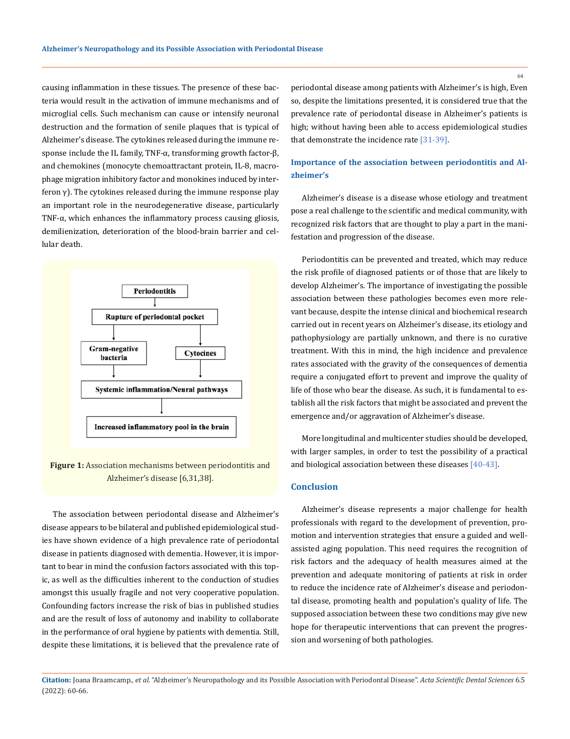causing inflammation in these tissues. The presence of these bacteria would result in the activation of immune mechanisms and of microglial cells. Such mechanism can cause or intensify neuronal destruction and the formation of senile plaques that is typical of Alzheimer's disease. The cytokines released during the immune response include the IL family, TNF-α, transforming growth factor-β, and chemokines (monocyte chemoattractant protein, IL-8, macrophage migration inhibitory factor and monokines induced by interferon γ). The cytokines released during the immune response play an important role in the neurodegenerative disease, particularly TNF-α, which enhances the inflammatory process causing gliosis, demilienization, deterioration of the blood-brain barrier and cellular death.

Periodontitis → Rupture of periodontal pocket → Gram-negative bacteria / Cytocines → Systemic inflammation/Neural pathways → Increased inflammatory pool in the brain

**Figure 1:** Association mechanisms between periodontitis and Alzheimer's disease [6,31,38].

The association between periodontal disease and Alzheimer's disease appears to be bilateral and published epidemiological studies have shown evidence of a high prevalence rate of periodontal disease in patients diagnosed with dementia. However, it is important to bear in mind the confusion factors associated with this topic, as well as the difficulties inherent to the conduction of studies amongst this usually fragile and not very cooperative population. Confounding factors increase the risk of bias in published studies and are the result of loss of autonomy and inability to collaborate in the performance of oral hygiene by patients with dementia. Still, despite these limitations, it is believed that the prevalence rate of periodontal disease among patients with Alzheimer's is high, Even so, despite the limitations presented, it is considered true that the prevalence rate of periodontal disease in Alzheimer's patients is high; without having been able to access epidemiological studies that demonstrate the incidence rate [31-39].

## Importance of the association between periodontitis and Alzheimer's

Alzheimer's disease is a disease whose etiology and treatment pose a real challenge to the scientific and medical community, with recognized risk factors that are thought to play a part in the manifestation and progression of the disease.

Periodontitis can be prevented and treated, which may reduce the risk profile of diagnosed patients or of those that are likely to develop Alzheimer's. The importance of investigating the possible association between these pathologies becomes even more relevant because, despite the intense clinical and biochemical research carried out in recent years on Alzheimer's disease, its etiology and pathophysiology are partially unknown, and there is no curative treatment. With this in mind, the high incidence and prevalence rates associated with the gravity of the consequences of dementia require a conjugated effort to prevent and improve the quality of life of those who bear the disease. As such, it is fundamental to establish all the risk factors that might be associated and prevent the emergence and/or aggravation of Alzheimer's disease.

More longitudinal and multicenter studies should be developed, with larger samples, in order to test the possibility of a practical and biological association between these diseases [40-43].

## Conclusion

Alzheimer's disease represents a major challenge for health professionals with regard to the development of prevention, promotion and intervention strategies that ensure a guided and well-assisted aging population. This need requires the recognition of risk factors and the adequacy of health measures aimed at the prevention and adequate monitoring of patients at risk in order to reduce the incidence rate of Alzheimer's disease and periodontal disease, promoting health and population's quality of life. The supposed association between these two conditions may give new hope for therapeutic interventions that can prevent the progression and worsening of both pathologies.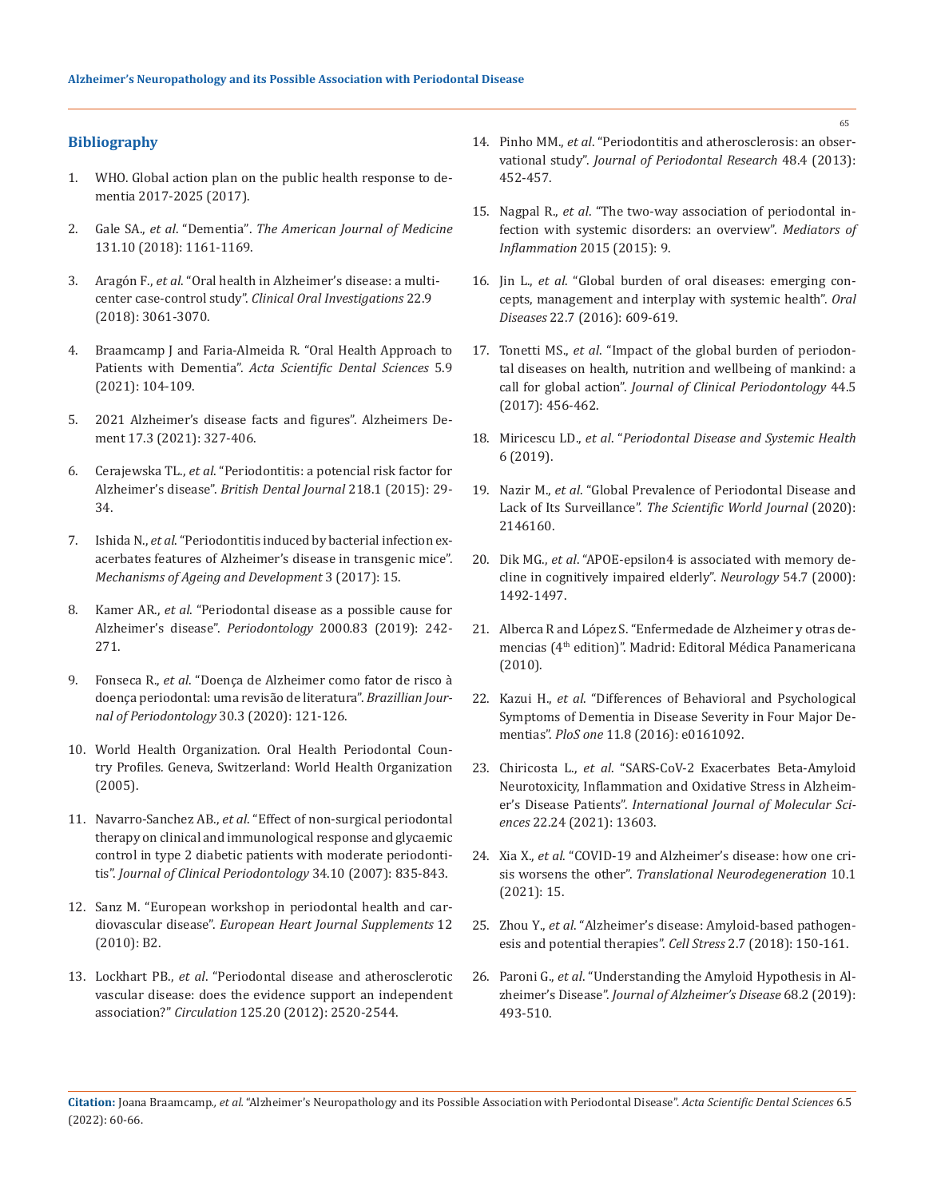## Bibliography

1. WHO. Global action plan on the public health response to dementia 2017-2025 (2017).
2. Gale SA., *et al*. "Dementia". *The American Journal of Medicine* 131.10 (2018): 1161-1169.
3. Aragón F., *et al*. "Oral health in Alzheimer's disease: a multicenter case-control study". *Clinical Oral Investigations* 22.9 (2018): 3061-3070.
4. Braamcamp J and Faria-Almeida R. "Oral Health Approach to Patients with Dementia". *Acta Scientific Dental Sciences* 5.9 (2021): 104-109.
5. 2021 Alzheimer's disease facts and figures". Alzheimers Dement 17.3 (2021): 327-406.
6. Cerajewska TL., *et al*. "Periodontitis: a potencial risk factor for Alzheimer's disease". *British Dental Journal* 218.1 (2015): 29-34.
7. Ishida N., *et al*. "Periodontitis induced by bacterial infection exacerbates features of Alzheimer's disease in transgenic mice". *Mechanisms of Ageing and Development* 3 (2017): 15.
8. Kamer AR., *et al*. "Periodontal disease as a possible cause for Alzheimer's disease". *Periodontology* 2000.83 (2019): 242-271.
9. Fonseca R., *et al*. "Doença de Alzheimer como fator de risco à doença periodontal: uma revisão de literatura". *Brazillian Journal of Periodontology* 30.3 (2020): 121-126.
10. World Health Organization. Oral Health Periodontal Country Profiles. Geneva, Switzerland: World Health Organization (2005).
11. Navarro-Sanchez AB., *et al*. "Effect of non-surgical periodontal therapy on clinical and immunological response and glycaemic control in type 2 diabetic patients with moderate periodontitis". *Journal of Clinical Periodontology* 34.10 (2007): 835-843.
12. Sanz M. "European workshop in periodontal health and cardiovascular disease". *European Heart Journal Supplements* 12 (2010): B2.
13. Lockhart PB., *et al*. "Periodontal disease and atherosclerotic vascular disease: does the evidence support an independent association?" *Circulation* 125.20 (2012): 2520-2544.
14. Pinho MM., *et al*. "Periodontitis and atherosclerosis: an observational study". *Journal of Periodontal Research* 48.4 (2013): 452-457.
15. Nagpal R., *et al*. "The two-way association of periodontal infection with systemic disorders: an overview". *Mediators of Inflammation* 2015 (2015): 9.
16. Jin L., *et al*. "Global burden of oral diseases: emerging concepts, management and interplay with systemic health". *Oral Diseases* 22.7 (2016): 609-619.
17. Tonetti MS., *et al*. "Impact of the global burden of periodontal diseases on health, nutrition and wellbeing of mankind: a call for global action". *Journal of Clinical Periodontology* 44.5 (2017): 456-462.
18. Miricescu LD., *et al*. "*Periodontal Disease and Systemic Health* 6 (2019).
19. Nazir M., *et al*. "Global Prevalence of Periodontal Disease and Lack of Its Surveillance". *The Scientific World Journal* (2020): 2146160.
20. Dik MG., *et al*. "APOE-epsilon4 is associated with memory decline in cognitively impaired elderly". *Neurology* 54.7 (2000): 1492-1497.
21. Alberca R and López S. "Enfermedade de Alzheimer y otras demencias (4th edition)". Madrid: Editoral Médica Panamericana (2010).
22. Kazui H., *et al*. "Differences of Behavioral and Psychological Symptoms of Dementia in Disease Severity in Four Major Dementias". *PloS one* 11.8 (2016): e0161092.
23. Chiricosta L., *et al*. "SARS-CoV-2 Exacerbates Beta-Amyloid Neurotoxicity, Inflammation and Oxidative Stress in Alzheimer's Disease Patients". *International Journal of Molecular Sciences* 22.24 (2021): 13603.
24. Xia X., *et al*. "COVID-19 and Alzheimer's disease: how one crisis worsens the other". *Translational Neurodegeneration* 10.1 (2021): 15.
25. Zhou Y., *et al*. "Alzheimer's disease: Amyloid-based pathogenesis and potential therapies". *Cell Stress* 2.7 (2018): 150-161.
26. Paroni G., *et al*. "Understanding the Amyloid Hypothesis in Alzheimer's Disease". *Journal of Alzheimer's Disease* 68.2 (2019): 493-510.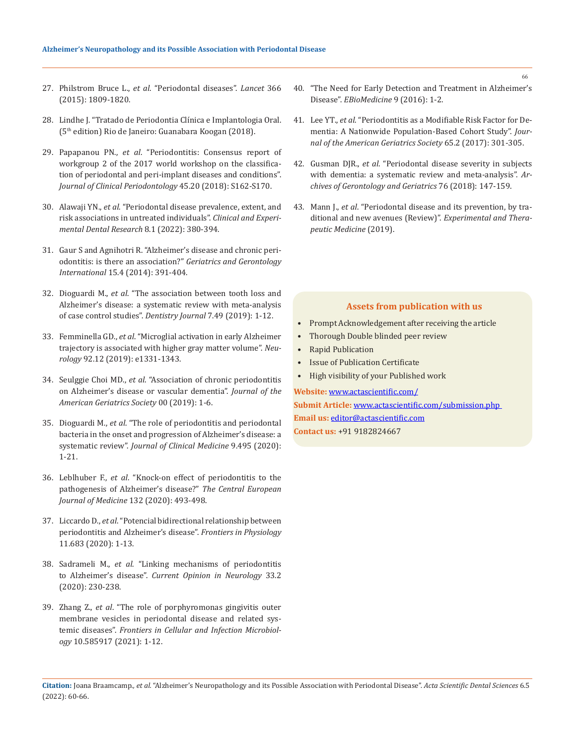27. Philstrom Bruce L., *et al*. "Periodontal diseases". *Lancet* 366 (2015): 1809-1820.

28. Lindhe J. "Tratado de Periodontia Clínica e Implantologia Oral. (5th edition) Rio de Janeiro: Guanabara Koogan (2018).

29. Papapanou PN., *et al*. "Periodontitis: Consensus report of workgroup 2 of the 2017 world workshop on the classification of periodontal and peri-implant diseases and conditions". *Journal of Clinical Periodontology* 45.20 (2018): S162-S170.

30. Alawaji YN., *et al*. "Periodontal disease prevalence, extent, and risk associations in untreated individuals". *Clinical and Experimental Dental Research* 8.1 (2022): 380-394.

31. Gaur S and Agnihotri R. "Alzheimer's disease and chronic periodontitis: is there an association?" *Geriatrics and Gerontology International* 15.4 (2014): 391-404.

32. Dioguardi M., *et al*. "The association between tooth loss and Alzheimer's disease: a systematic review with meta-analysis of case control studies". *Dentistry Journal* 7.49 (2019): 1-12.

33. Femminella GD., *et al*. "Microglial activation in early Alzheimer trajectory is associated with higher gray matter volume". *Neurology* 92.12 (2019): e1331-1343.

34. Seulggie Choi MD., *et al*. "Association of chronic periodontitis on Alzheimer's disease or vascular dementia". *Journal of the American Geriatrics Society* 00 (2019): 1-6.

35. Dioguardi M., *et al*. "The role of periodontitis and periodontal bacteria in the onset and progression of Alzheimer's disease: a systematic review". *Journal of Clinical Medicine* 9.495 (2020): 1-21.

36. Leblhuber F., *et al*. "Knock-on effect of periodontitis to the pathogenesis of Alzheimer's disease?" *The Central European Journal of Medicine* 132 (2020): 493-498.

37. Liccardo D., *et al*. "Potencial bidirectional relationship between periodontitis and Alzheimer's disease". *Frontiers in Physiology* 11.683 (2020): 1-13.

38. Sadrameli M., *et al*. "Linking mechanisms of periodontitis to Alzheimer's disease". *Current Opinion in Neurology* 33.2 (2020): 230-238.

39. Zhang Z., *et al*. "The role of porphyromonas gingivitis outer membrane vesicles in periodontal disease and related systemic diseases". *Frontiers in Cellular and Infection Microbiology* 10.585917 (2021): 1-12.

40. "The Need for Early Detection and Treatment in Alzheimer's Disease". *EBioMedicine* 9 (2016): 1-2.

41. Lee YT., *et al*. "Periodontitis as a Modifiable Risk Factor for Dementia: A Nationwide Population-Based Cohort Study". *Journal of the American Geriatrics Society* 65.2 (2017): 301-305.

42. Gusman DJR., *et al*. "Periodontal disease severity in subjects with dementia: a systematic review and meta-analysis". *Archives of Gerontology and Geriatrics* 76 (2018): 147-159.

43. Mann J., *et al*. "Periodontal disease and its prevention, by traditional and new avenues (Review)". *Experimental and Therapeutic Medicine* (2019).

**Assets from publication with us**

- Prompt Acknowledgement after receiving the article
- Thorough Double blinded peer review
- Rapid Publication
- Issue of Publication Certificate
- High visibility of your Published work

**Website:** www.actascientific.com/
**Submit Article:** www.actascientific.com/submission.php
**Email us:** editor@actascientific.com
**Contact us:** +91 9182824667